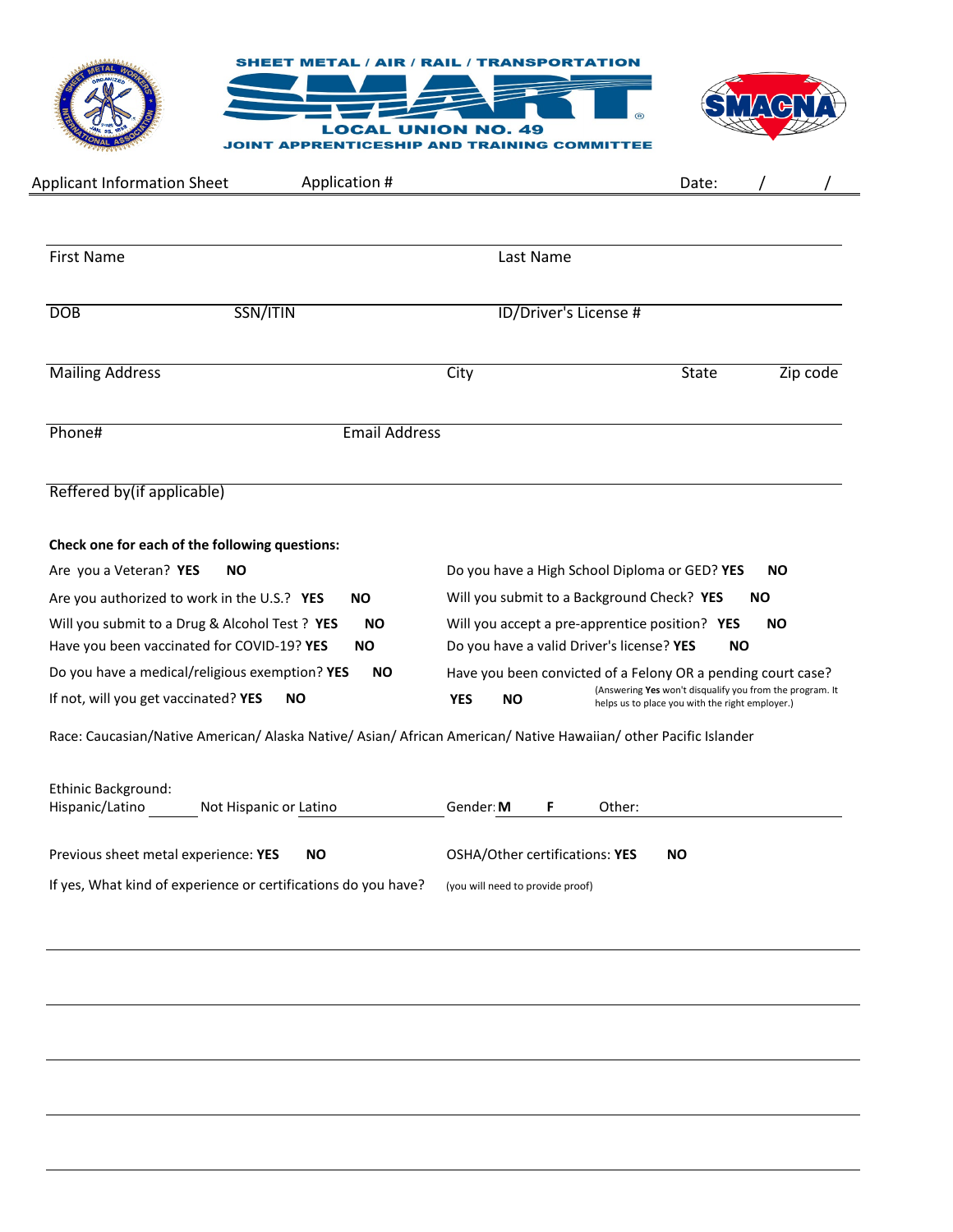SHEET METAL / AIR / RAIL / TRANSPORTATION

# SMART

LOCAL UNION NO. 49

JOINT APPRENTICESHIP AND TRAINING COMMITTEE

SMACNA

Applicant Information Sheet Application # Date: / /

First Name Last Name

DOB SSN/ITIN ID/Driver's License #

Mailing Address City State Zip code

Phone# Email Address

Reffered by(if applicable)

**Check one for each of the following questions:**

Are you a Veteran? **YES** **NO**

Are you authorized to work in the U.S.? **YES** **NO**

Will you submit to a Drug & Alcohol Test ? **YES** **NO**

Have you been vaccinated for COVID-19? **YES** **NO**

Do you have a medical/religious exemption? **YES** **NO**

If not, will you get vaccinated? **YES** **NO**

Do you have a High School Diploma or GED? **YES** **NO**

Will you submit to a Background Check? **YES** **NO**

Will you accept a pre-apprentice position? **YES** **NO**

Do you have a valid Driver's license? **YES** **NO**

Have you been convicted of a Felony OR a pending court case?

**YES** **NO** (Answering **Yes** won't disqualify you from the program. It helps us to place you with the right employer.)

Race: Caucasian/Native American/ Alaska Native/ Asian/ African American/ Native Hawaiian/ other Pacific Islander

Ethinic Background:
Hispanic/Latino Not Hispanic or Latino

Gender: **M** **F** Other:

Previous sheet metal experience: **YES** **NO**

OSHA/Other certifications: **YES** **NO**

If yes, What kind of experience or certifications do you have? (you will need to provide proof)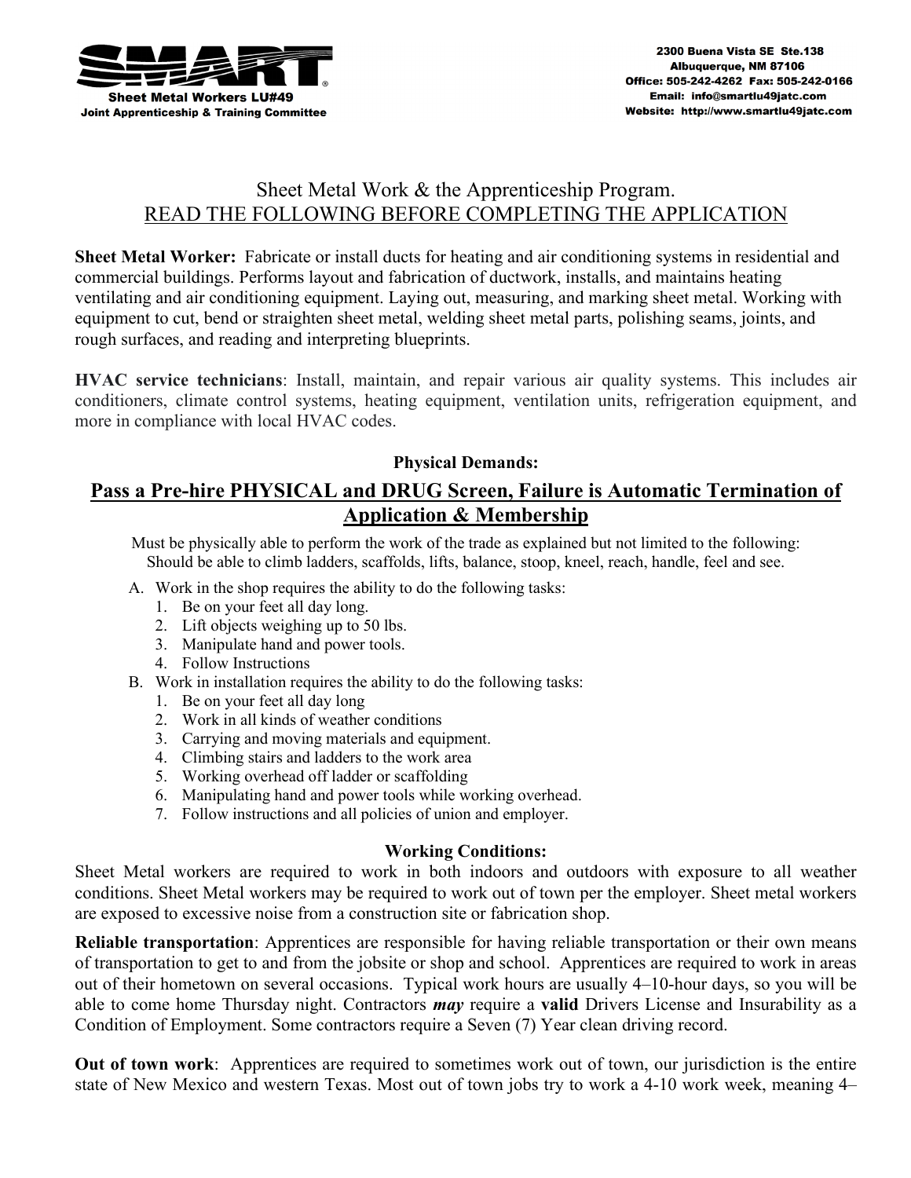**SMART** Sheet Metal Workers LU#49
Joint Apprenticeship & Training Committee

2300 Buena Vista SE Ste.138
Albuquerque, NM 87106
Office: 505-242-4262 Fax: 505-242-0166
Email: info@smartlu49jatc.com
Website: http://www.smartlu49jatc.com

## Sheet Metal Work & the Apprenticeship Program.
## READ THE FOLLOWING BEFORE COMPLETING THE APPLICATION

**Sheet Metal Worker:** Fabricate or install ducts for heating and air conditioning systems in residential and commercial buildings. Performs layout and fabrication of ductwork, installs, and maintains heating ventilating and air conditioning equipment. Laying out, measuring, and marking sheet metal. Working with equipment to cut, bend or straighten sheet metal, welding sheet metal parts, polishing seams, joints, and rough surfaces, and reading and interpreting blueprints.

**HVAC service technicians**: Install, maintain, and repair various air quality systems. This includes air conditioners, climate control systems, heating equipment, ventilation units, refrigeration equipment, and more in compliance with local HVAC codes.

### Physical Demands:

### Pass a Pre-hire PHYSICAL and DRUG Screen, Failure is Automatic Termination of Application & Membership

Must be physically able to perform the work of the trade as explained but not limited to the following: Should be able to climb ladders, scaffolds, lifts, balance, stoop, kneel, reach, handle, feel and see.

A. Work in the shop requires the ability to do the following tasks:
   1. Be on your feet all day long.
   2. Lift objects weighing up to 50 lbs.
   3. Manipulate hand and power tools.
   4. Follow Instructions
B. Work in installation requires the ability to do the following tasks:
   1. Be on your feet all day long
   2. Work in all kinds of weather conditions
   3. Carrying and moving materials and equipment.
   4. Climbing stairs and ladders to the work area
   5. Working overhead off ladder or scaffolding
   6. Manipulating hand and power tools while working overhead.
   7. Follow instructions and all policies of union and employer.

### Working Conditions:

Sheet Metal workers are required to work in both indoors and outdoors with exposure to all weather conditions. Sheet Metal workers may be required to work out of town per the employer. Sheet metal workers are exposed to excessive noise from a construction site or fabrication shop.

**Reliable transportation**: Apprentices are responsible for having reliable transportation or their own means of transportation to get to and from the jobsite or shop and school. Apprentices are required to work in areas out of their hometown on several occasions. Typical work hours are usually 4–10-hour days, so you will be able to come home Thursday night. Contractors ***may*** require a **valid** Drivers License and Insurability as a Condition of Employment. Some contractors require a Seven (7) Year clean driving record.

**Out of town work**: Apprentices are required to sometimes work out of town, our jurisdiction is the entire state of New Mexico and western Texas. Most out of town jobs try to work a 4-10 work week, meaning 4–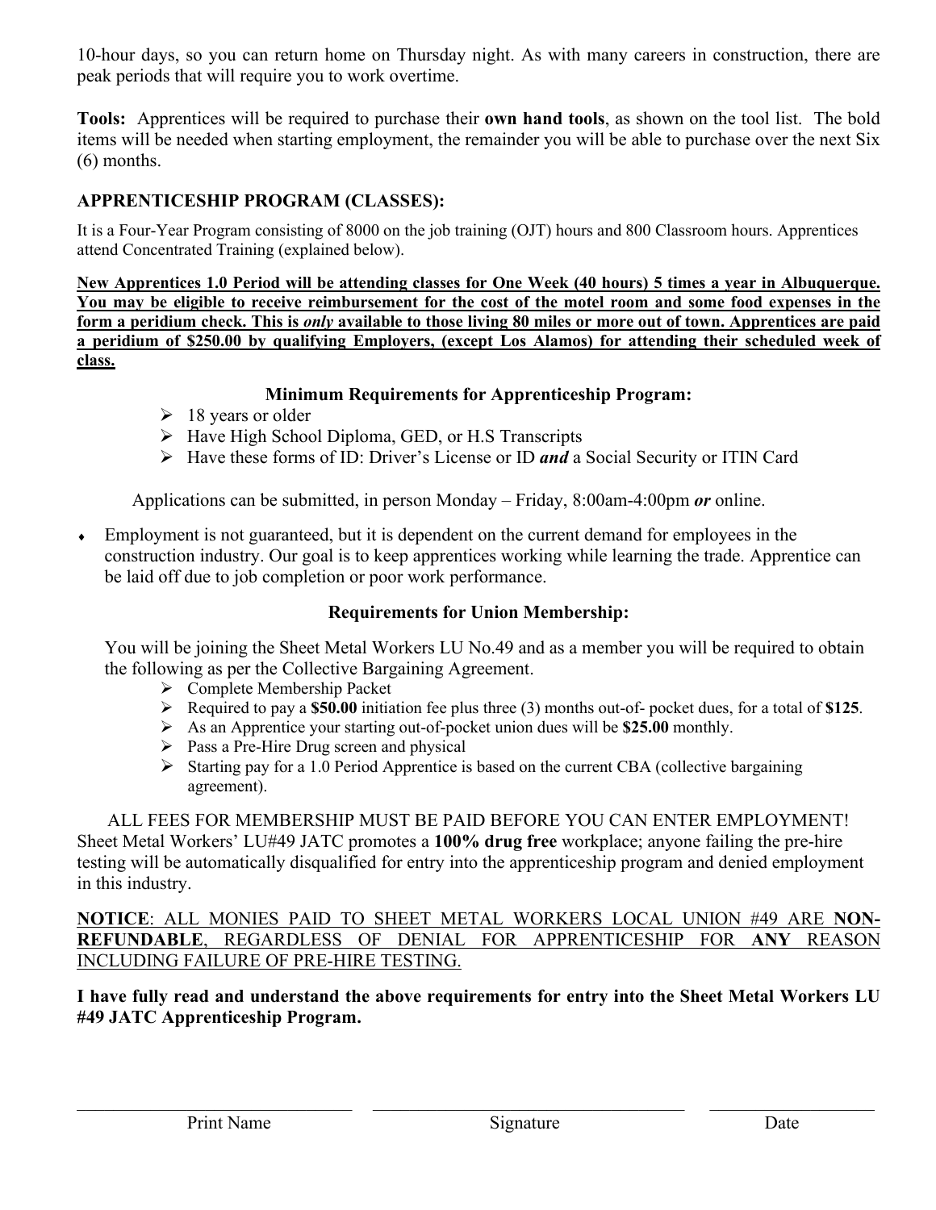10-hour days, so you can return home on Thursday night. As with many careers in construction, there are peak periods that will require you to work overtime.

**Tools:** Apprentices will be required to purchase their **own hand tools**, as shown on the tool list. The bold items will be needed when starting employment, the remainder you will be able to purchase over the next Six (6) months.

### APPRENTICESHIP PROGRAM (CLASSES):

It is a Four-Year Program consisting of 8000 on the job training (OJT) hours and 800 Classroom hours. Apprentices attend Concentrated Training (explained below).

**New Apprentices 1.0 Period will be attending classes for One Week (40 hours) 5 times a year in Albuquerque. You may be eligible to receive reimbursement for the cost of the motel room and some food expenses in the form a peridium check. This is *only* available to those living 80 miles or more out of town. Apprentices are paid a peridium of $250.00 by qualifying Employers, (except Los Alamos) for attending their scheduled week of class.**

**Minimum Requirements for Apprenticeship Program:**

- 18 years or older
- Have High School Diploma, GED, or H.S Transcripts
- Have these forms of ID: Driver's License or ID ***and*** a Social Security or ITIN Card

Applications can be submitted, in person Monday – Friday, 8:00am-4:00pm ***or*** online.

- Employment is not guaranteed, but it is dependent on the current demand for employees in the construction industry. Our goal is to keep apprentices working while learning the trade. Apprentice can be laid off due to job completion or poor work performance.

**Requirements for Union Membership:**

You will be joining the Sheet Metal Workers LU No.49 and as a member you will be required to obtain the following as per the Collective Bargaining Agreement.

- Complete Membership Packet
- Required to pay a **$50.00** initiation fee plus three (3) months out-of- pocket dues, for a total of **$125**.
- As an Apprentice your starting out-of-pocket union dues will be **$25.00** monthly.
- Pass a Pre-Hire Drug screen and physical
- Starting pay for a 1.0 Period Apprentice is based on the current CBA (collective bargaining agreement).

ALL FEES FOR MEMBERSHIP MUST BE PAID BEFORE YOU CAN ENTER EMPLOYMENT! Sheet Metal Workers' LU#49 JATC promotes a **100% drug free** workplace; anyone failing the pre-hire testing will be automatically disqualified for entry into the apprenticeship program and denied employment in this industry.

**NOTICE**: ALL MONIES PAID TO SHEET METAL WORKERS LOCAL UNION #49 ARE **NON-REFUNDABLE**, REGARDLESS OF DENIAL FOR APPRENTICESHIP FOR **ANY** REASON INCLUDING FAILURE OF PRE-HIRE TESTING.

**I have fully read and understand the above requirements for entry into the Sheet Metal Workers LU #49 JATC Apprenticeship Program.**

| \_\_\_\_\_\_\_\_\_\_\_\_\_\_\_\_\_\_\_\_ | \_\_\_\_\_\_\_\_\_\_\_\_\_\_\_\_\_\_\_\_ | \_\_\_\_\_\_\_\_\_\_\_\_ |
|---|---|---|
| Print Name | Signature | Date |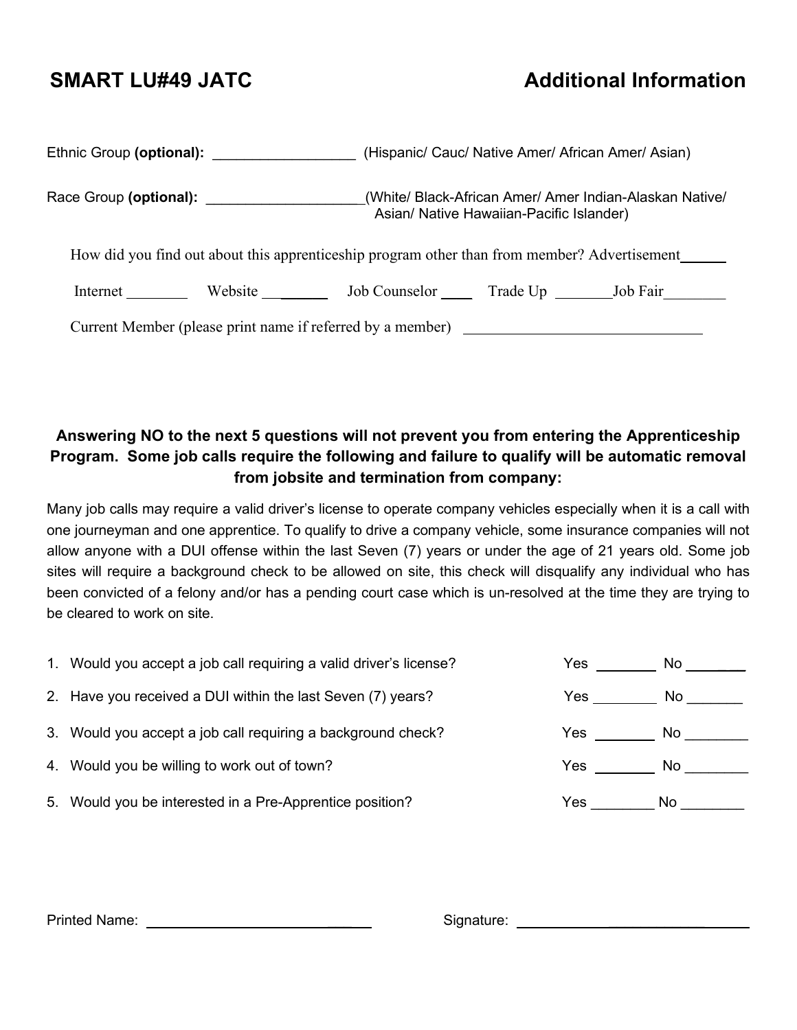## SMART LU#49 JATC | Additional Information

Ethnic Group **(optional):** __________________ (Hispanic/ Cauc/ Native Amer/ African Amer/ Asian)

Race Group **(optional):** ___________________(White/ Black-African Amer/ Amer Indian-Alaskan Native/ Asian/ Native Hawaiian-Pacific Islander)

How did you find out about this apprenticeship program other than from member? Advertisement______

Internet ________ Website ________ Job Counselor ____ Trade Up ________Job Fair________

Current Member (please print name if referred by a member) ______________________________

**Answering NO to the next 5 questions will not prevent you from entering the Apprenticeship Program. Some job calls require the following and failure to qualify will be automatic removal from jobsite and termination from company:**

Many job calls may require a valid driver's license to operate company vehicles especially when it is a call with one journeyman and one apprentice. To qualify to drive a company vehicle, some insurance companies will not allow anyone with a DUI offense within the last Seven (7) years or under the age of 21 years old. Some job sites will require a background check to be allowed on site, this check will disqualify any individual who has been convicted of a felony and/or has a pending court case which is un-resolved at the time they are trying to be cleared to work on site.

1. Would you accept a job call requiring a valid driver's license? Yes ________ No ________
2. Have you received a DUI within the last Seven (7) years? Yes ________ No _______
3. Would you accept a job call requiring a background check? Yes ________ No ________
4. Would you be willing to work out of town? Yes ________ No ________
5. Would you be interested in a Pre-Apprentice position? Yes ________ No ________

Printed Name: ______________________________ Signature: ______________________________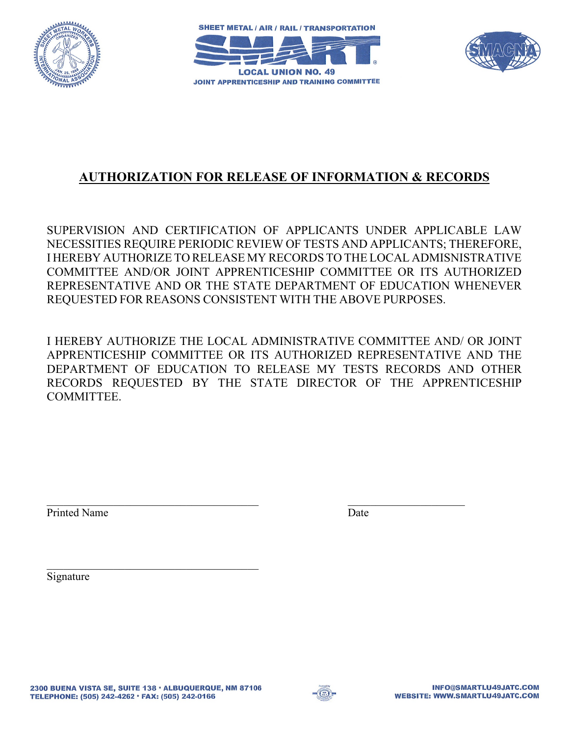SHEET METAL / AIR / RAIL / TRANSPORTATION

LOCAL UNION NO. 49

JOINT APPRENTICESHIP AND TRAINING COMMITTEE

# AUTHORIZATION FOR RELEASE OF INFORMATION & RECORDS

SUPERVISION AND CERTIFICATION OF APPLICANTS UNDER APPLICABLE LAW NECESSITIES REQUIRE PERIODIC REVIEW OF TESTS AND APPLICANTS; THEREFORE, I HEREBY AUTHORIZE TO RELEASE MY RECORDS TO THE LOCAL ADMISNISTRATIVE COMMITTEE AND/OR JOINT APPRENTICESHIP COMMITTEE OR ITS AUTHORIZED REPRESENTATIVE AND OR THE STATE DEPARTMENT OF EDUCATION WHENEVER REQUESTED FOR REASONS CONSISTENT WITH THE ABOVE PURPOSES.

I HEREBY AUTHORIZE THE LOCAL ADMINISTRATIVE COMMITTEE AND/ OR JOINT APPRENTICESHIP COMMITTEE OR ITS AUTHORIZED REPRESENTATIVE AND THE DEPARTMENT OF EDUCATION TO RELEASE MY TESTS RECORDS AND OTHER RECORDS REQUESTED BY THE STATE DIRECTOR OF THE APPRENTICESHIP COMMITTEE.

______________________________ Printed Name

______________________ Date

______________________________ Signature

2300 BUENA VISTA SE, SUITE 138 • ALBUQUERQUE, NM 87106
TELEPHONE: (505) 242-4262 • FAX: (505) 242-0166

INFO@SMARTLU49JATC.COM
WEBSITE: WWW.SMARTLU49JATC.COM